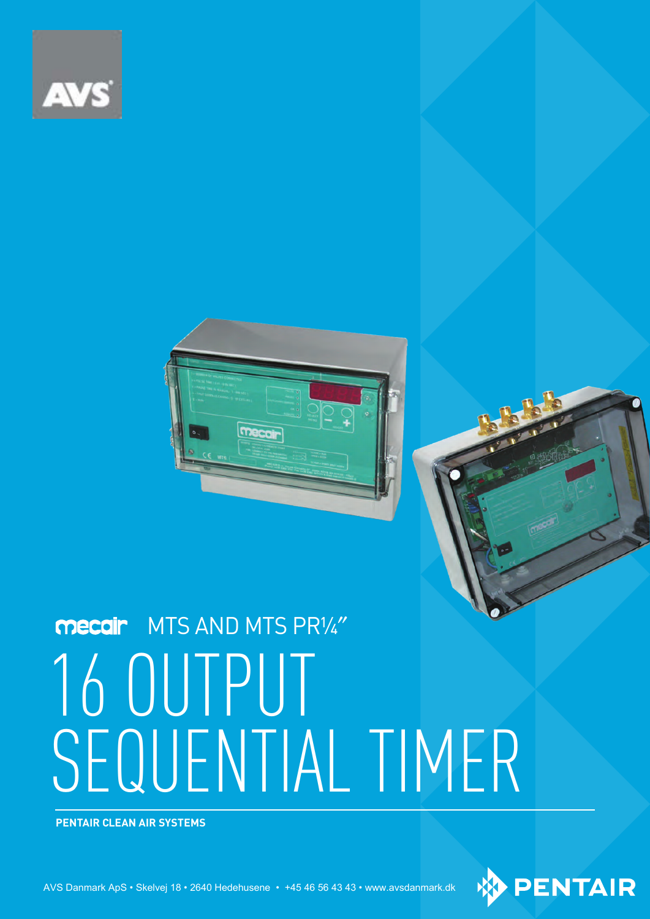# mecair MTS AND MTS PR¼″

# 16 OUTPUT SEQUENTIAL TIMER

**PENTAIR CLEAN AIR SYSTEMS**

AVS Danmark ApS • Skelvej 18 • 2640 Hedehusene • +45 46 56 43 43 • www.avsdanmark.dk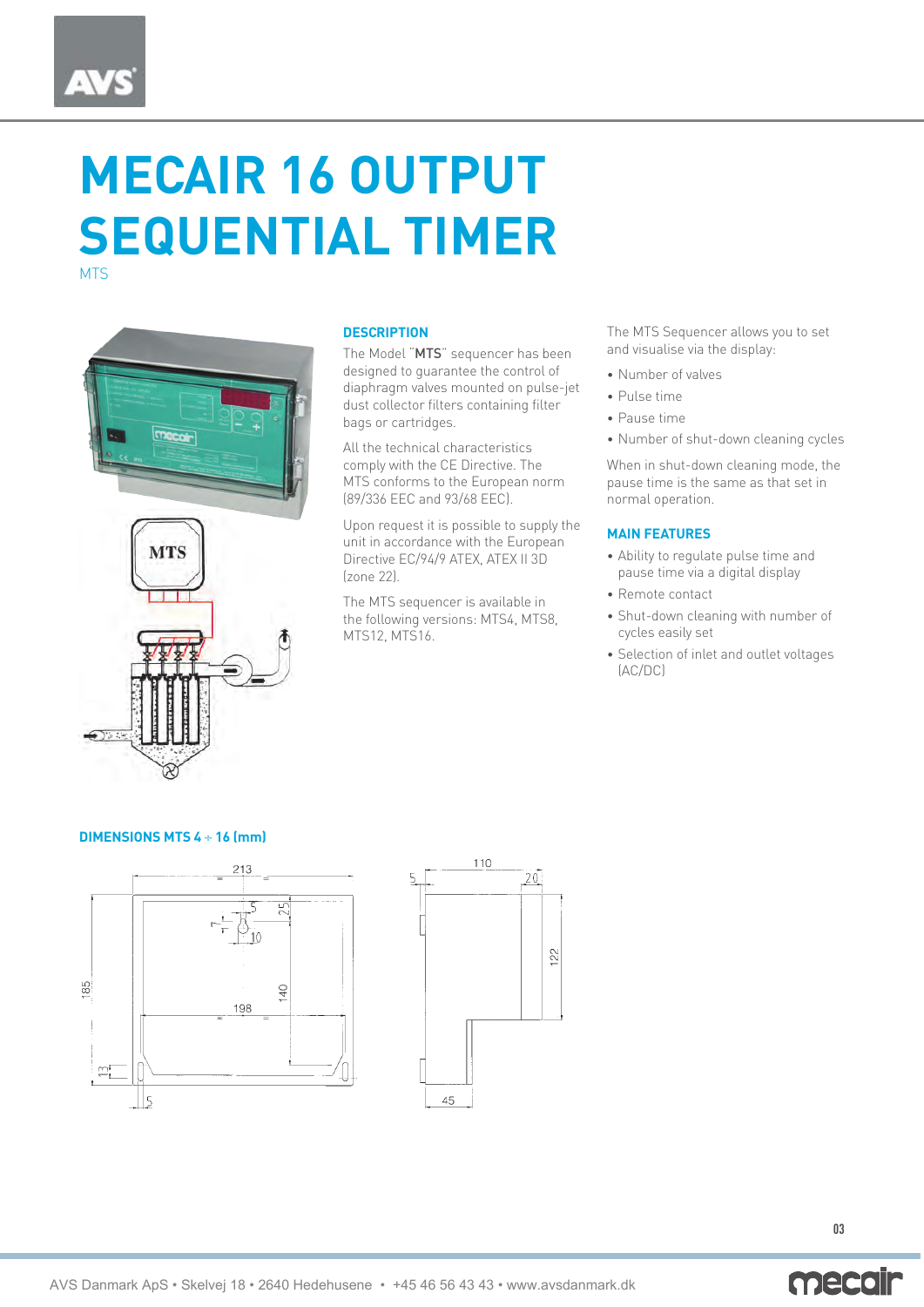# MECAIR 16 OUTPUT SEQUENTIAL TIMER

MTS

### DESCRIPTION

The Model "**MTS**" sequencer has been designed to guarantee the control of diaphragm valves mounted on pulse-jet dust collector filters containing filter bags or cartridges.

All the technical characteristics comply with the CE Directive. The MTS conforms to the European norm (89/336 EEC and 93/68 EEC).

Upon request it is possible to supply the unit in accordance with the European Directive EC/94/9 ATEX, ATEX II 3D (zone 22).

The MTS sequencer is available in the following versions: MTS4, MTS8, MTS12, MTS16.

The MTS Sequencer allows you to set and visualise via the display:

- Number of valves
- Pulse time
- Pause time
- Number of shut-down cleaning cycles

When in shut-down cleaning mode, the pause time is the same as that set in normal operation.

### MAIN FEATURES

- Ability to regulate pulse time and pause time via a digital display
- Remote contact
- Shut-down cleaning with number of cycles easily set
- Selection of inlet and outlet voltages (AC/DC)

### DIMENSIONS MTS 4 ÷ 16 (mm)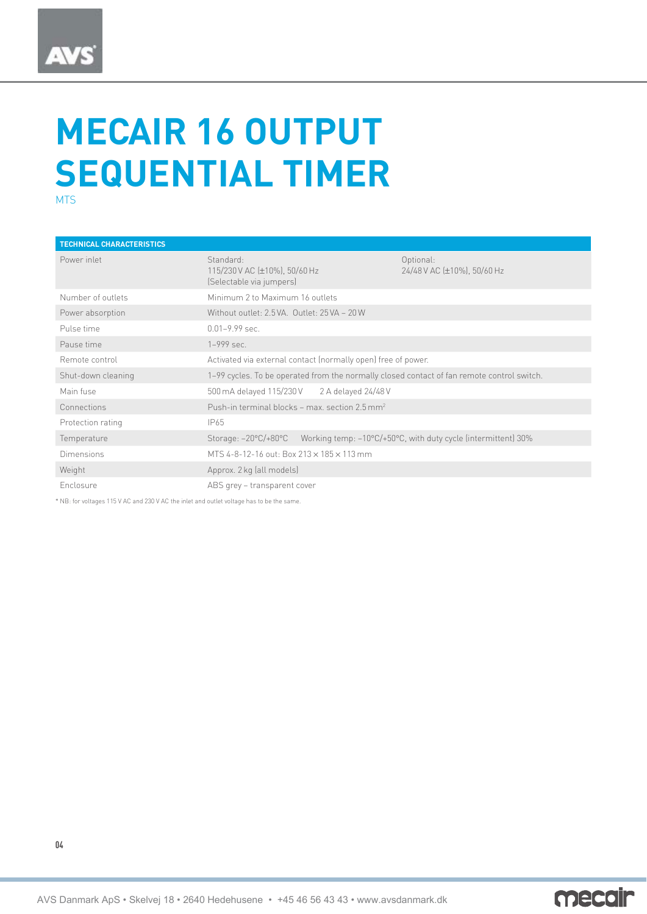// MECAIR 16 OUTPUT SEQUENTIAL TIMER

# MECAIR 16 OUTPUT SEQUENTIAL TIMER

MTS

| TECHNICAL CHARACTERISTICS | | |
|---|---|---|
| Power inlet | Standard:<br>115/230 V AC (±10%), 50/60 Hz<br>(Selectable via jumpers) | Optional:<br>24/48 V AC (±10%), 50/60 Hz |
| Number of outlets | Minimum 2 to Maximum 16 outlets | |
| Power absorption | Without outlet: 2.5 VA. Outlet: 25 VA – 20 W | |
| Pulse time | 0.01–9.99 sec. | |
| Pause time | 1–999 sec. | |
| Remote control | Activated via external contact (normally open) free of power. | |
| Shut-down cleaning | 1–99 cycles. To be operated from the normally closed contact of fan remote control switch. | |
| Main fuse | 500 mA delayed 115/230 V 2 A delayed 24/48 V | |
| Connections | Push-in terminal blocks – max. section 2.5 mm² | |
| Protection rating | IP65 | |
| Temperature | Storage: −20°C/+80°C Working temp: −10°C/+50°C, with duty cycle (intermittent) 30% | |
| Dimensions | MTS 4-8-12-16 out: Box 213 × 185 × 113 mm | |
| Weight | Approx. 2 kg (all models) | |
| Enclosure | ABS grey – transparent cover | |

\* NB: for voltages 115 V AC and 230 V AC the inlet and outlet voltage has to be the same.

AVS Danmark ApS • Skelvej 18 • 2640 Hedehusene • +45 46 56 43 43 • www.avsdanmark.dk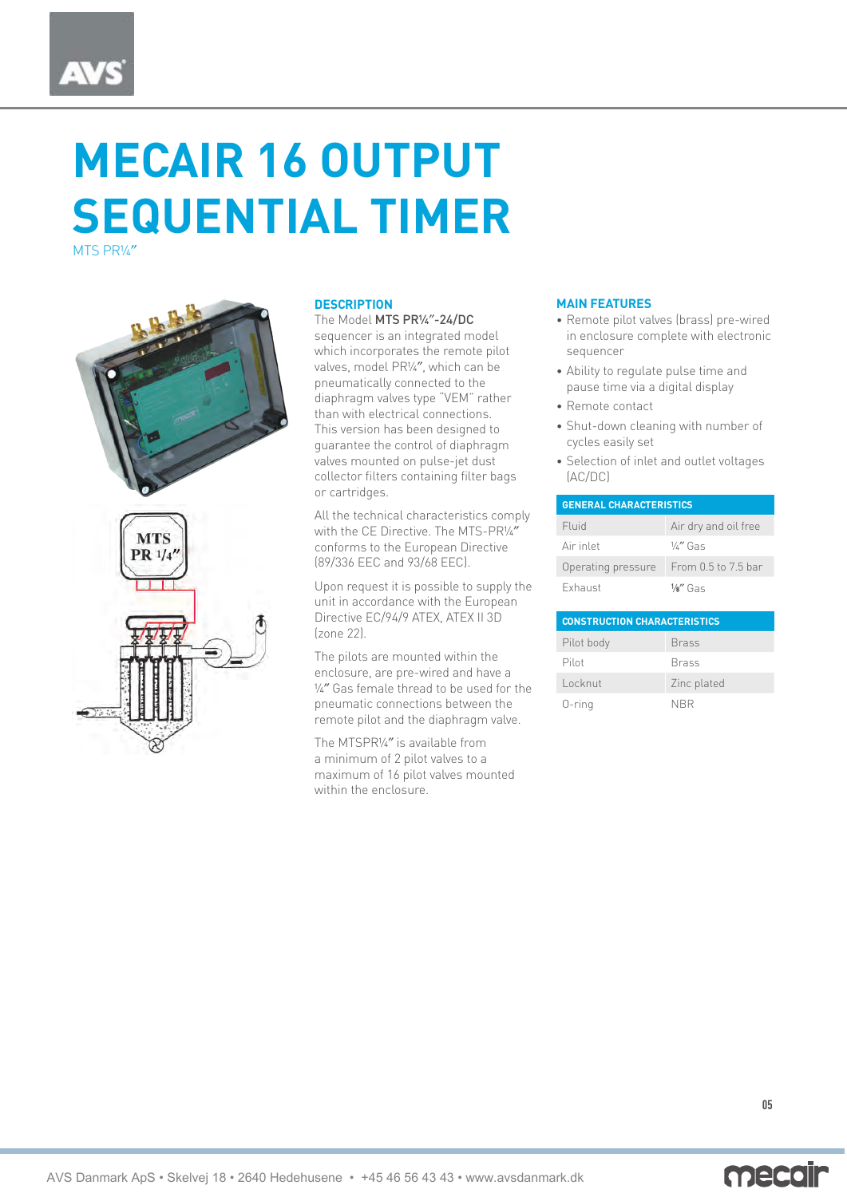# MECAIR 16 OUTPUT SEQUENTIAL TIMER

MTS PR¼"

## DESCRIPTION

The Model **MTS PR¼"-24/DC** sequencer is an integrated model which incorporates the remote pilot valves, model PR¼", which can be pneumatically connected to the diaphragm valves type "VEM" rather than with electrical connections. This version has been designed to guarantee the control of diaphragm valves mounted on pulse-jet dust collector filters containing filter bags or cartridges.

All the technical characteristics comply with the CE Directive. The MTS-PR¼" conforms to the European Directive (89/336 EEC and 93/68 EEC).

Upon request it is possible to supply the unit in accordance with the European Directive EC/94/9 ATEX, ATEX II 3D (zone 22).

The pilots are mounted within the enclosure, are pre-wired and have a ¼" Gas female thread to be used for the pneumatic connections between the remote pilot and the diaphragm valve.

The MTSPR¼" is available from a minimum of 2 pilot valves to a maximum of 16 pilot valves mounted within the enclosure.

## MAIN FEATURES

- Remote pilot valves (brass) pre-wired in enclosure complete with electronic sequencer
- Ability to regulate pulse time and pause time via a digital display
- Remote contact
- Shut-down cleaning with number of cycles easily set
- Selection of inlet and outlet voltages (AC/DC)

| GENERAL CHARACTERISTICS | |
|---|---|
| Fluid | Air dry and oil free |
| Air inlet | ¼" Gas |
| Operating pressure | From 0.5 to 7.5 bar |
| Exhaust | ⅛" Gas |

| CONSTRUCTION CHARACTERISTICS | |
|---|---|
| Pilot body | Brass |
| Pilot | Brass |
| Locknut | Zinc plated |
| O-ring | NBR |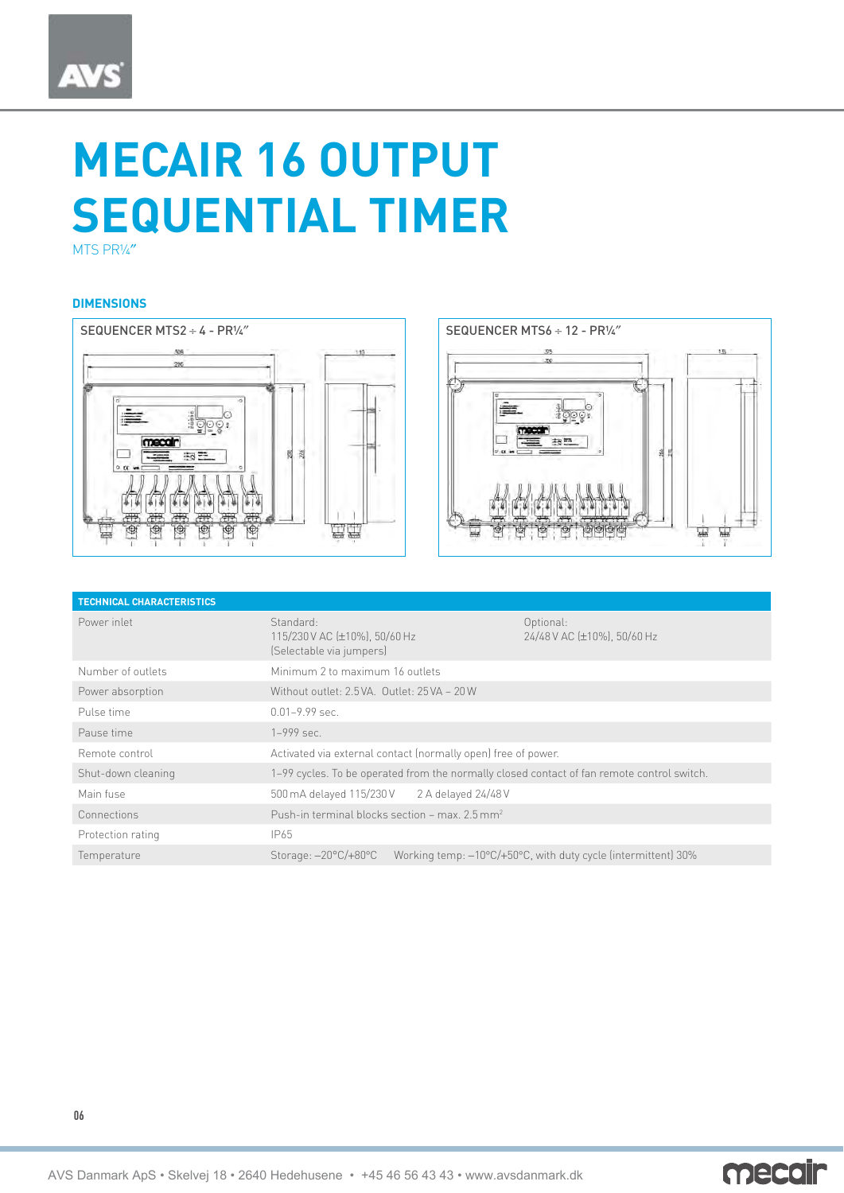# MECAIR 16 OUTPUT SEQUENTIAL TIMER

MTS PR¼"

### DIMENSIONS

SEQUENCER MTS2 ÷ 4 - PR¼"

SEQUENCER MTS6 ÷ 12 - PR¼"

| TECHNICAL CHARACTERISTICS | | |
|---|---|---|
| Power inlet | Standard:<br>115/230 V AC (±10%), 50/60 Hz<br>(Selectable via jumpers) | Optional:<br>24/48 V AC (±10%), 50/60 Hz |
| Number of outlets | Minimum 2 to maximum 16 outlets | |
| Power absorption | Without outlet: 2.5 VA. Outlet: 25 VA – 20 W | |
| Pulse time | 0.01–9.99 sec. | |
| Pause time | 1–999 sec. | |
| Remote control | Activated via external contact (normally open) free of power. | |
| Shut-down cleaning | 1–99 cycles. To be operated from the normally closed contact of fan remote control switch. | |
| Main fuse | 500 mA delayed 115/230 V     2 A delayed 24/48 V | |
| Connections | Push-in terminal blocks section – max. 2.5 mm² | |
| Protection rating | IP65 | |
| Temperature | Storage: –20°C/+80°C     Working temp: –10°C/+50°C, with duty cycle (intermittent) 30% | |

AVS Danmark ApS • Skelvej 18 • 2640 Hedehusene • +45 46 56 43 43 • www.avsdanmark.dk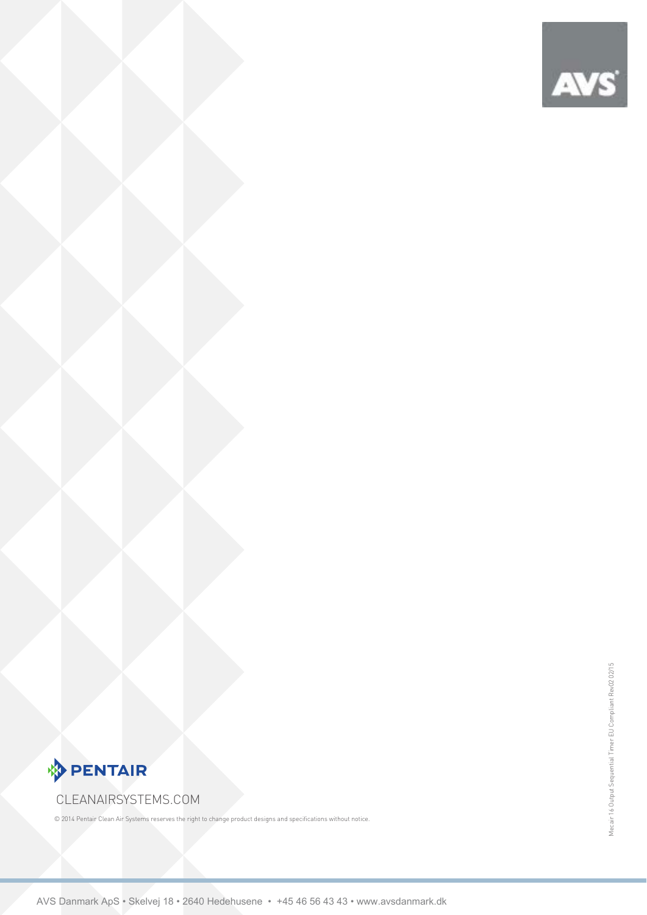AVS

PENTAIR

CLEANAIRSYSTEMS.COM

© 2014 Pentair Clean Air Systems reserves the right to change product designs and specifications without notice.

Mecair 16 Output Sequential Timer EU Compliant Rev02 02/15

AVS Danmark ApS • Skelvej 18 • 2640 Hedehusene • +45 46 56 43 43 • www.avsdanmark.dk